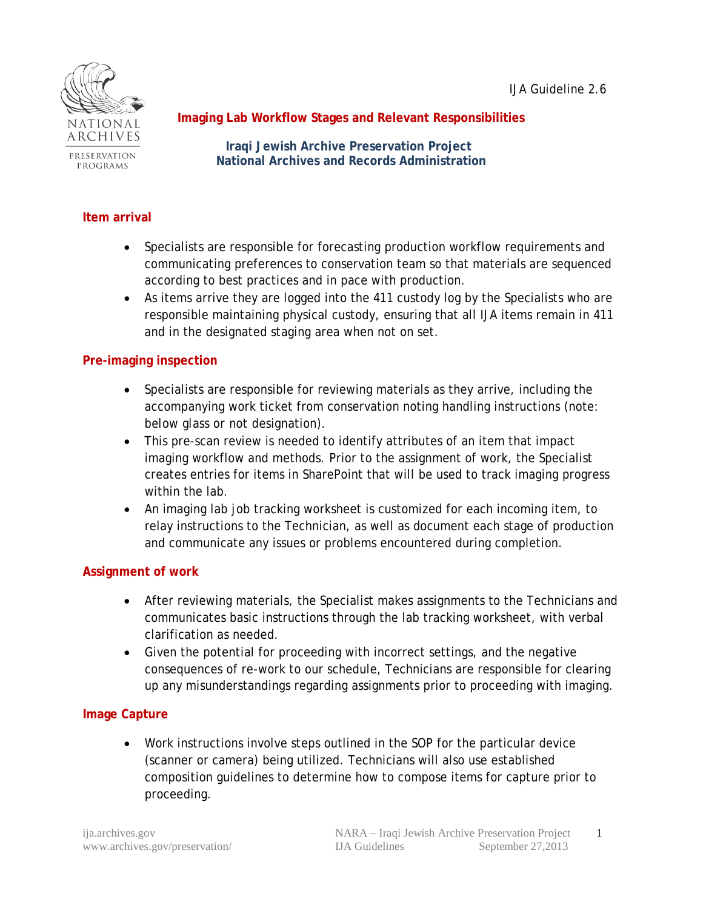IJA Guideline 2.6

# Imaging Lab Workflow Stages and Relevant Responsibilities

**Iraqi Jewish Archive Preservation Project**
**National Archives and Records Administration**

## Item arrival

- Specialists are responsible for forecasting production workflow requirements and communicating preferences to conservation team so that materials are sequenced according to best practices and in pace with production.
- As items arrive they are logged into the 411 custody log by the Specialists who are responsible maintaining physical custody, ensuring that all IJA items remain in 411 and in the designated staging area when not on set.

## Pre-imaging inspection

- Specialists are responsible for reviewing materials as they arrive, including the accompanying work ticket from conservation noting handling instructions (note: below glass or not designation).
- This pre-scan review is needed to identify attributes of an item that impact imaging workflow and methods. Prior to the assignment of work, the Specialist creates entries for items in SharePoint that will be used to track imaging progress within the lab.
- An imaging lab job tracking worksheet is customized for each incoming item, to relay instructions to the Technician, as well as document each stage of production and communicate any issues or problems encountered during completion.

## Assignment of work

- After reviewing materials, the Specialist makes assignments to the Technicians and communicates basic instructions through the lab tracking worksheet, with verbal clarification as needed.
- Given the potential for proceeding with incorrect settings, and the negative consequences of re-work to our schedule, Technicians are responsible for clearing up any misunderstandings regarding assignments prior to proceeding with imaging.

## Image Capture

- Work instructions involve steps outlined in the SOP for the particular device (scanner or camera) being utilized. Technicians will also use established composition guidelines to determine how to compose items for capture prior to proceeding.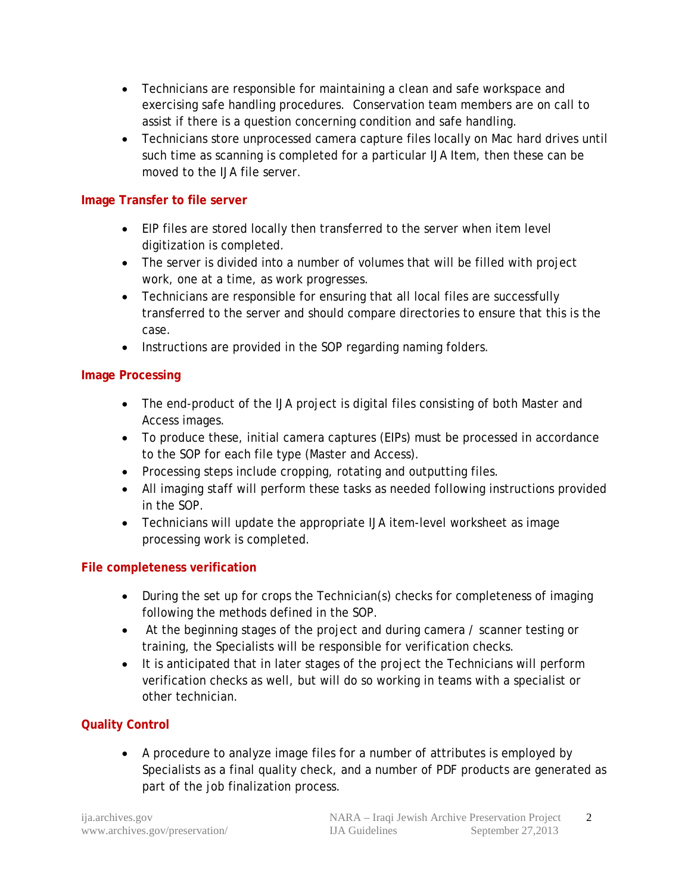- Technicians are responsible for maintaining a clean and safe workspace and exercising safe handling procedures. Conservation team members are on call to assist if there is a question concerning condition and safe handling.
- Technicians store unprocessed camera capture files locally on Mac hard drives until such time as scanning is completed for a particular IJA Item, then these can be moved to the IJA file server.

## Image Transfer to file server

- EIP files are stored locally then transferred to the server when item level digitization is completed.
- The server is divided into a number of volumes that will be filled with project work, one at a time, as work progresses.
- Technicians are responsible for ensuring that all local files are successfully transferred to the server and should compare directories to ensure that this is the case.
- Instructions are provided in the SOP regarding naming folders.

## Image Processing

- The end-product of the IJA project is digital files consisting of both Master and Access images.
- To produce these, initial camera captures (EIPs) must be processed in accordance to the SOP for each file type (Master and Access).
- Processing steps include cropping, rotating and outputting files.
- All imaging staff will perform these tasks as needed following instructions provided in the SOP.
- Technicians will update the appropriate IJA item-level worksheet as image processing work is completed.

## File completeness verification

- During the set up for crops the Technician(s) checks for completeness of imaging following the methods defined in the SOP.
- At the beginning stages of the project and during camera / scanner testing or training, the Specialists will be responsible for verification checks.
- It is anticipated that in later stages of the project the Technicians will perform verification checks as well, but will do so working in teams with a specialist or other technician.

## Quality Control

- A procedure to analyze image files for a number of attributes is employed by Specialists as a final quality check, and a number of PDF products are generated as part of the job finalization process.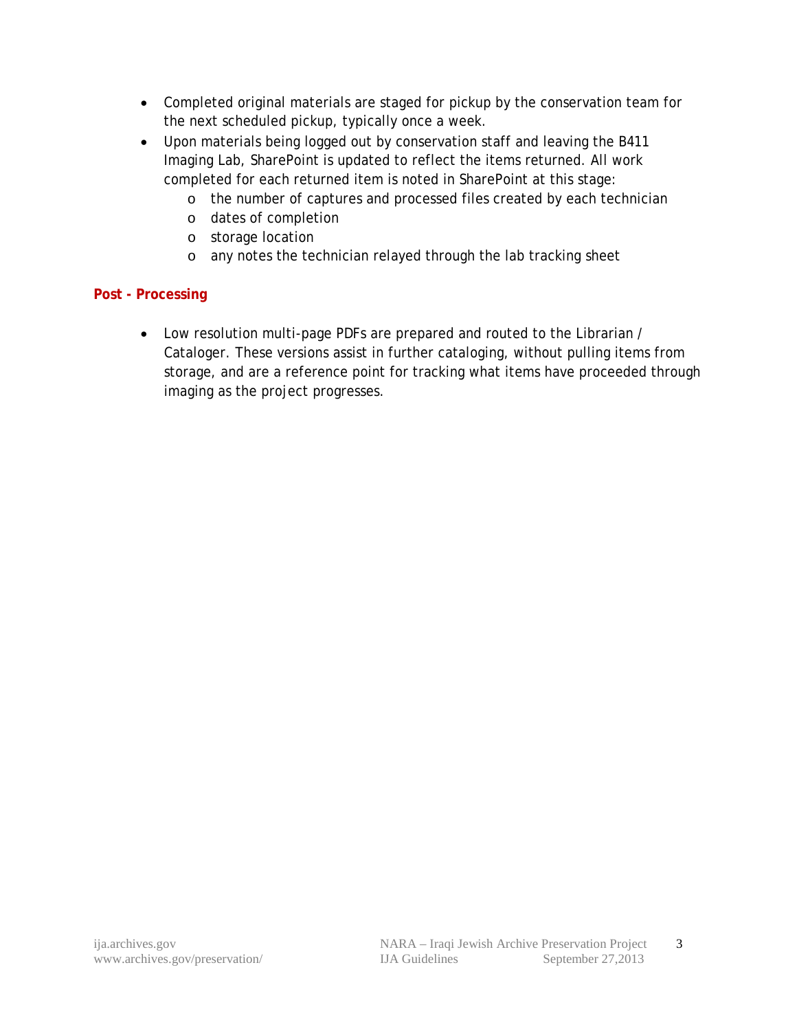- Completed original materials are staged for pickup by the conservation team for the next scheduled pickup, typically once a week.
- Upon materials being logged out by conservation staff and leaving the B411 Imaging Lab, SharePoint is updated to reflect the items returned. All work completed for each returned item is noted in SharePoint at this stage:
  - the number of captures and processed files created by each technician
  - dates of completion
  - storage location
  - any notes the technician relayed through the lab tracking sheet

## Post - Processing

- Low resolution multi-page PDFs are prepared and routed to the Librarian / Cataloger. These versions assist in further cataloging, without pulling items from storage, and are a reference point for tracking what items have proceeded through imaging as the project progresses.